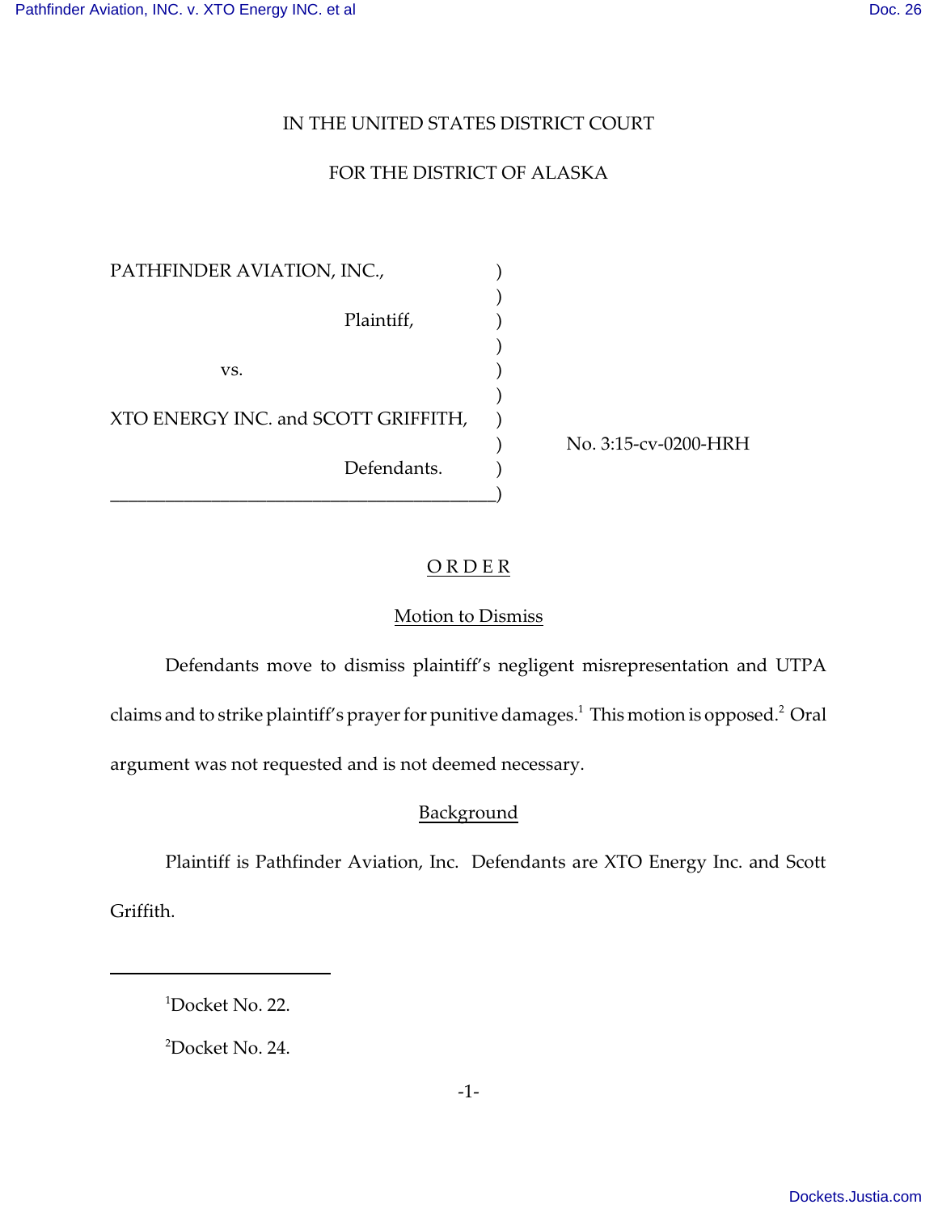IN THE UNITED STATES DISTRICT COURT

FOR THE DISTRICT OF ALASKA

PATHFINDER AVIATION, INC.,

Plaintiff,

vs.

XTO ENERGY INC. and SCOTT GRIFFITH,

Defendants.

No. 3:15-cv-0200-HRH

# O R D E R

## Motion to Dismiss

Defendants move to dismiss plaintiff's negligent misrepresentation and UTPA claims and to strike plaintiff's prayer for punitive damages.[1] This motion is opposed.[2] Oral argument was not requested and is not deemed necessary.

## Background

Plaintiff is Pathfinder Aviation, Inc. Defendants are XTO Energy Inc. and Scott Griffith.

---

[1] Docket No. 22.

[2] Docket No. 24.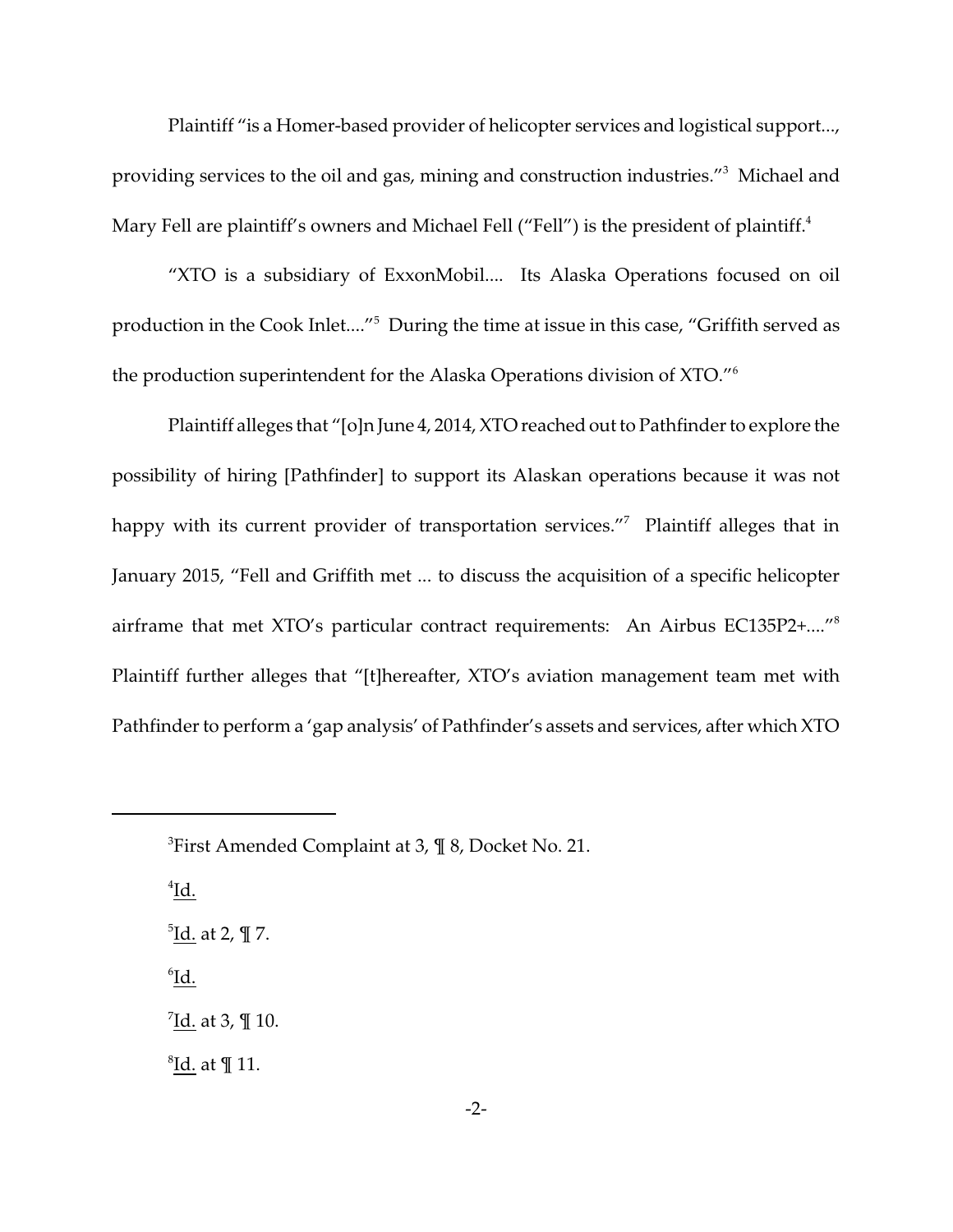Plaintiff "is a Homer-based provider of helicopter services and logistical support..., providing services to the oil and gas, mining and construction industries."[3] Michael and Mary Fell are plaintiff's owners and Michael Fell ("Fell") is the president of plaintiff.[4]

"XTO is a subsidiary of ExxonMobil.... Its Alaska Operations focused on oil production in the Cook Inlet...."[5] During the time at issue in this case, "Griffith served as the production superintendent for the Alaska Operations division of XTO."[6]

Plaintiff alleges that "[o]n June 4, 2014, XTO reached out to Pathfinder to explore the possibility of hiring [Pathfinder] to support its Alaskan operations because it was not happy with its current provider of transportation services."[7] Plaintiff alleges that in January 2015, "Fell and Griffith met ... to discuss the acquisition of a specific helicopter airframe that met XTO's particular contract requirements: An Airbus EC135P2+...."[8] Plaintiff further alleges that "[t]hereafter, XTO's aviation management team met with Pathfinder to perform a 'gap analysis' of Pathfinder's assets and services, after which XTO

---

[3] First Amended Complaint at 3, ¶ 8, Docket No. 21.

[4] Id.

[5] Id. at 2, ¶ 7.

[6] Id.

[7] Id. at 3, ¶ 10.

[8] Id. at ¶ 11.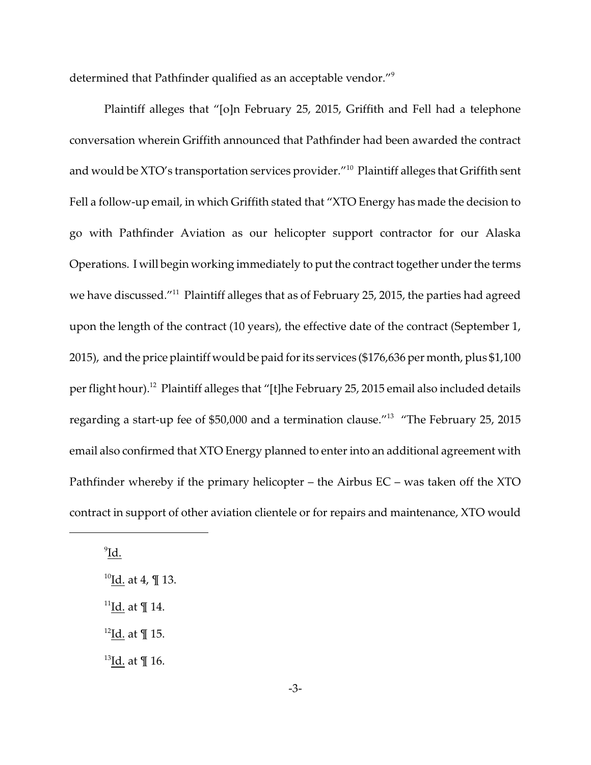determined that Pathfinder qualified as an acceptable vendor."[9]

Plaintiff alleges that "[o]n February 25, 2015, Griffith and Fell had a telephone conversation wherein Griffith announced that Pathfinder had been awarded the contract and would be XTO's transportation services provider."[10] Plaintiff alleges that Griffith sent Fell a follow-up email, in which Griffith stated that "XTO Energy has made the decision to go with Pathfinder Aviation as our helicopter support contractor for our Alaska Operations. I will begin working immediately to put the contract together under the terms we have discussed."[11] Plaintiff alleges that as of February 25, 2015, the parties had agreed upon the length of the contract (10 years), the effective date of the contract (September 1, 2015), and the price plaintiff would be paid for its services ($176,636 per month, plus $1,100 per flight hour).[12] Plaintiff alleges that "[t]he February 25, 2015 email also included details regarding a start-up fee of $50,000 and a termination clause."[13] "The February 25, 2015 email also confirmed that XTO Energy planned to enter into an additional agreement with Pathfinder whereby if the primary helicopter – the Airbus EC – was taken off the XTO contract in support of other aviation clientele or for repairs and maintenance, XTO would

---

[9] Id.

[10] Id. at 4, ¶ 13.

[11] Id. at ¶ 14.

[12] Id. at ¶ 15.

[13] Id. at ¶ 16.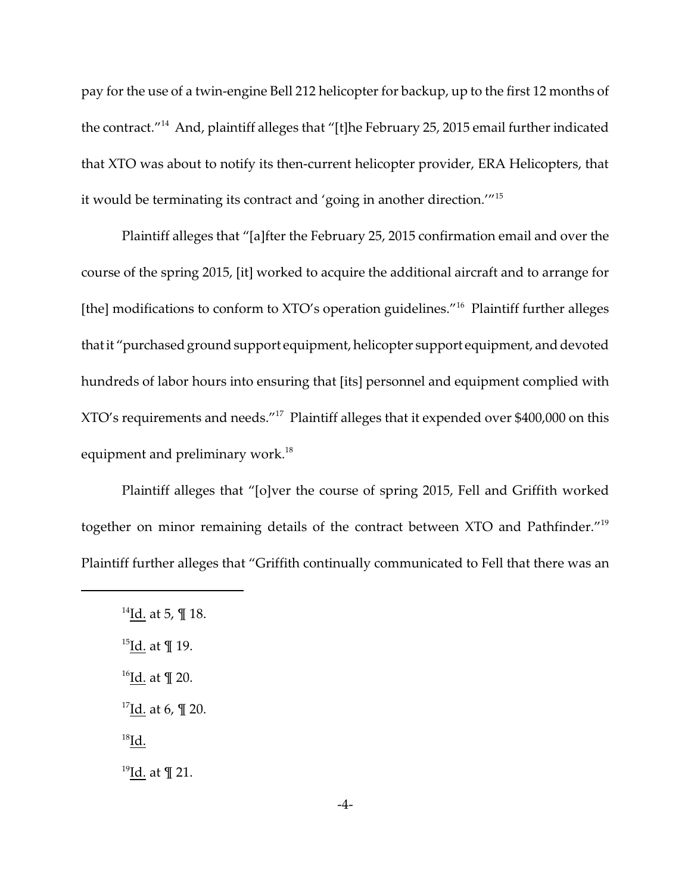pay for the use of a twin-engine Bell 212 helicopter for backup, up to the first 12 months of the contract."[14] And, plaintiff alleges that "[t]he February 25, 2015 email further indicated that XTO was about to notify its then-current helicopter provider, ERA Helicopters, that it would be terminating its contract and 'going in another direction.'"[15]

Plaintiff alleges that "[a]fter the February 25, 2015 confirmation email and over the course of the spring 2015, [it] worked to acquire the additional aircraft and to arrange for [the] modifications to conform to XTO's operation guidelines."[16] Plaintiff further alleges that it "purchased ground support equipment, helicopter support equipment, and devoted hundreds of labor hours into ensuring that [its] personnel and equipment complied with XTO's requirements and needs."[17] Plaintiff alleges that it expended over $400,000 on this equipment and preliminary work.[18]

Plaintiff alleges that "[o]ver the course of spring 2015, Fell and Griffith worked together on minor remaining details of the contract between XTO and Pathfinder."[19] Plaintiff further alleges that "Griffith continually communicated to Fell that there was an

---

[14] Id. at 5, ¶ 18.

[15] Id. at ¶ 19.

[16] Id. at ¶ 20.

[17] Id. at 6, ¶ 20.

[18] Id.

[19] Id. at ¶ 21.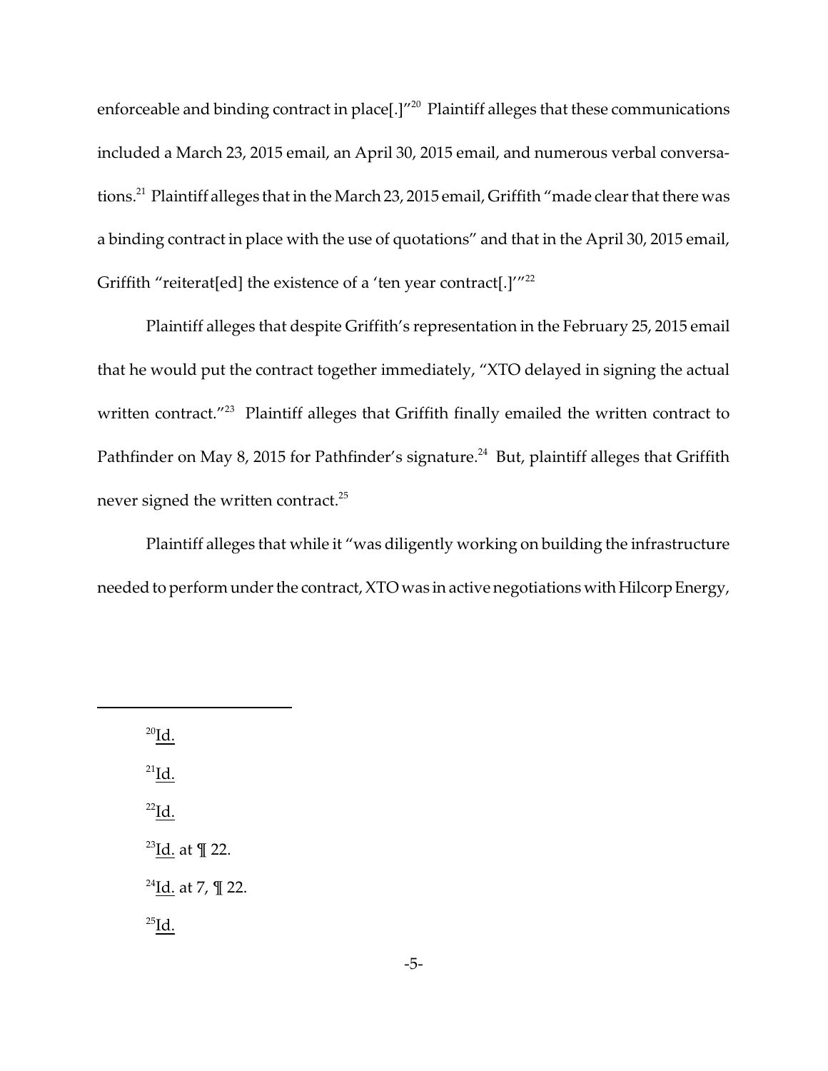enforceable and binding contract in place[.]"[20] Plaintiff alleges that these communications included a March 23, 2015 email, an April 30, 2015 email, and numerous verbal conversations.[21] Plaintiff alleges that in the March 23, 2015 email, Griffith "made clear that there was a binding contract in place with the use of quotations" and that in the April 30, 2015 email, Griffith "reiterat[ed] the existence of a 'ten year contract[.]'"[22]

Plaintiff alleges that despite Griffith's representation in the February 25, 2015 email that he would put the contract together immediately, "XTO delayed in signing the actual written contract."[23] Plaintiff alleges that Griffith finally emailed the written contract to Pathfinder on May 8, 2015 for Pathfinder's signature.[24] But, plaintiff alleges that Griffith never signed the written contract.[25]

Plaintiff alleges that while it "was diligently working on building the infrastructure needed to perform under the contract, XTO was in active negotiations with Hilcorp Energy,

---

[20] Id.

[21] Id.

[22] Id.

[23] Id. at ¶ 22.

[24] Id. at 7, ¶ 22.

[25] Id.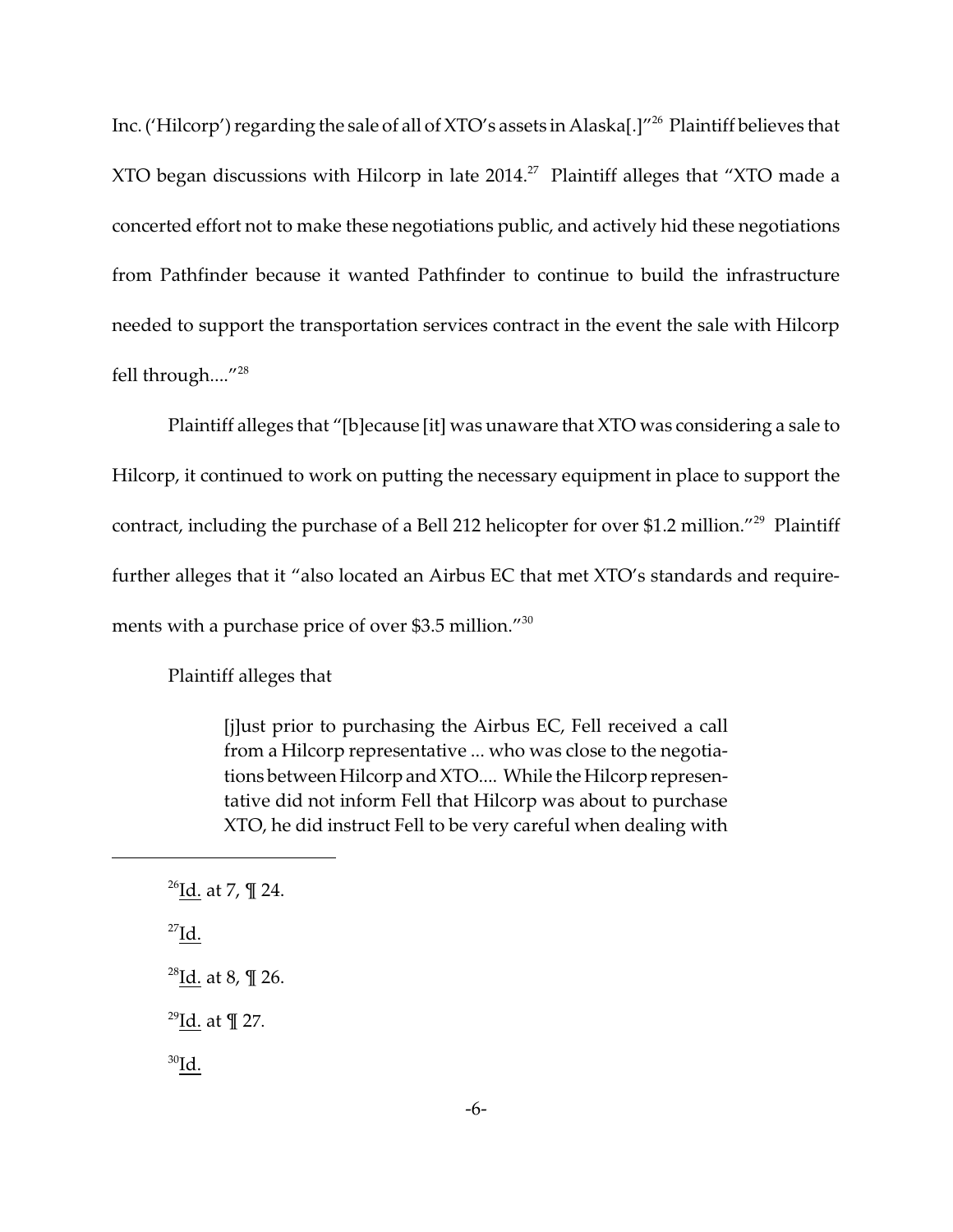Inc. ('Hilcorp') regarding the sale of all of XTO's assets in Alaska[.]"[26] Plaintiff believes that XTO began discussions with Hilcorp in late 2014.[27] Plaintiff alleges that "XTO made a concerted effort not to make these negotiations public, and actively hid these negotiations from Pathfinder because it wanted Pathfinder to continue to build the infrastructure needed to support the transportation services contract in the event the sale with Hilcorp fell through...."[28]

Plaintiff alleges that "[b]ecause [it] was unaware that XTO was considering a sale to Hilcorp, it continued to work on putting the necessary equipment in place to support the contract, including the purchase of a Bell 212 helicopter for over $1.2 million."[29] Plaintiff further alleges that it "also located an Airbus EC that met XTO's standards and requirements with a purchase price of over $3.5 million."[30]

Plaintiff alleges that

> [j]ust prior to purchasing the Airbus EC, Fell received a call from a Hilcorp representative ... who was close to the negotiations between Hilcorp and XTO.... While the Hilcorp representative did not inform Fell that Hilcorp was about to purchase XTO, he did instruct Fell to be very careful when dealing with

---

[26] Id. at 7, ¶ 24.

[27] Id.

[28] Id. at 8, ¶ 26.

[29] Id. at ¶ 27.

[30] Id.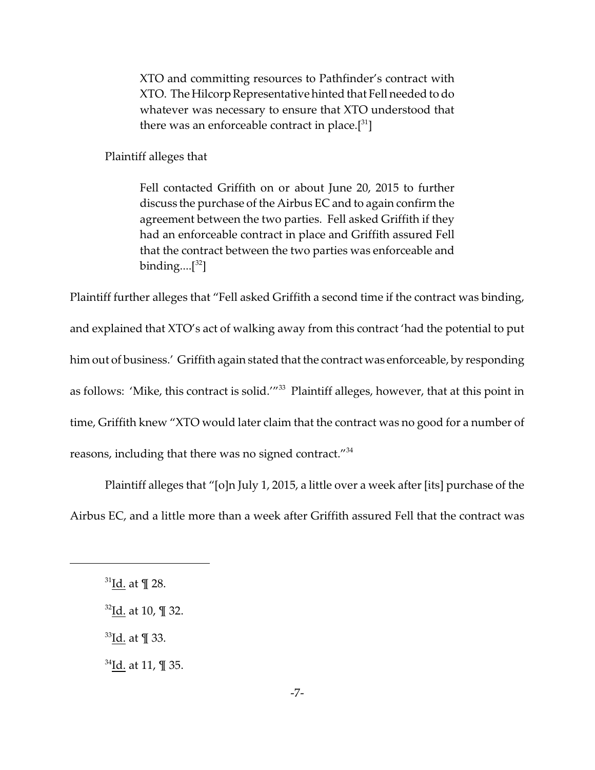> XTO and committing resources to Pathfinder's contract with XTO. The Hilcorp Representative hinted that Fell needed to do whatever was necessary to ensure that XTO understood that there was an enforceable contract in place.[31]

Plaintiff alleges that

> Fell contacted Griffith on or about June 20, 2015 to further discuss the purchase of the Airbus EC and to again confirm the agreement between the two parties. Fell asked Griffith if they had an enforceable contract in place and Griffith assured Fell that the contract between the two parties was enforceable and binding....[32]

Plaintiff further alleges that "Fell asked Griffith a second time if the contract was binding, and explained that XTO's act of walking away from this contract 'had the potential to put him out of business.' Griffith again stated that the contract was enforceable, by responding as follows: 'Mike, this contract is solid.'"[33] Plaintiff alleges, however, that at this point in time, Griffith knew "XTO would later claim that the contract was no good for a number of reasons, including that there was no signed contract."[34]

Plaintiff alleges that "[o]n July 1, 2015, a little over a week after [its] purchase of the Airbus EC, and a little more than a week after Griffith assured Fell that the contract was

---

[31] Id. at ¶ 28.

[32] Id. at 10, ¶ 32.

[33] Id. at ¶ 33.

[34] Id. at 11, ¶ 35.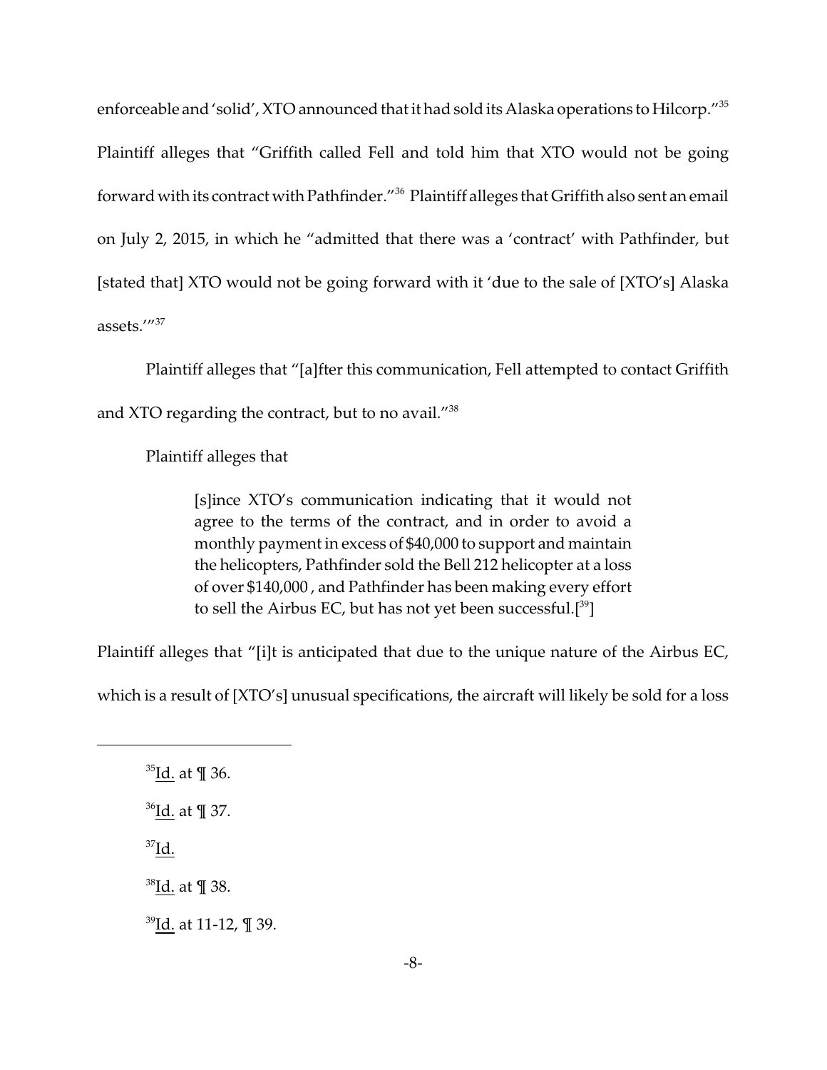enforceable and 'solid', XTO announced that it had sold its Alaska operations to Hilcorp."[35] Plaintiff alleges that "Griffith called Fell and told him that XTO would not be going forward with its contract with Pathfinder."[36] Plaintiff alleges that Griffith also sent an email on July 2, 2015, in which he "admitted that there was a 'contract' with Pathfinder, but [stated that] XTO would not be going forward with it 'due to the sale of [XTO's] Alaska assets.'"[37]

Plaintiff alleges that "[a]fter this communication, Fell attempted to contact Griffith and XTO regarding the contract, but to no avail."[38]

Plaintiff alleges that

> [s]ince XTO's communication indicating that it would not agree to the terms of the contract, and in order to avoid a monthly payment in excess of $40,000 to support and maintain the helicopters, Pathfinder sold the Bell 212 helicopter at a loss of over $140,000 , and Pathfinder has been making every effort to sell the Airbus EC, but has not yet been successful.[[39]]

Plaintiff alleges that "[i]t is anticipated that due to the unique nature of the Airbus EC, which is a result of [XTO's] unusual specifications, the aircraft will likely be sold for a loss

---

[35] Id. at ¶ 36.

[36] Id. at ¶ 37.

[37] Id.

[38] Id. at ¶ 38.

[39] Id. at 11-12, ¶ 39.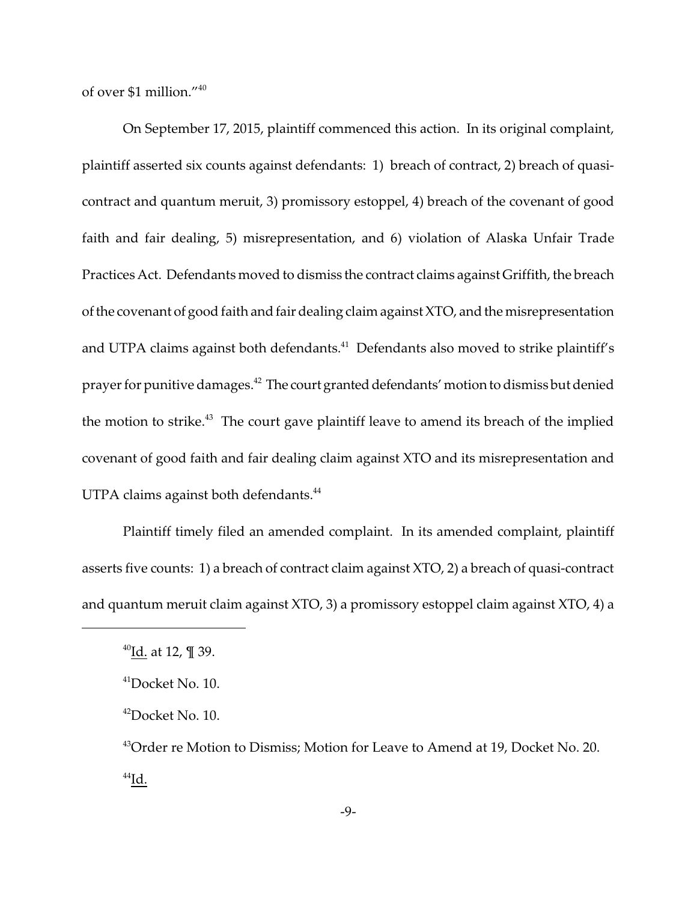of over $1 million."[40]

On September 17, 2015, plaintiff commenced this action. In its original complaint, plaintiff asserted six counts against defendants: 1) breach of contract, 2) breach of quasi-contract and quantum meruit, 3) promissory estoppel, 4) breach of the covenant of good faith and fair dealing, 5) misrepresentation, and 6) violation of Alaska Unfair Trade Practices Act. Defendants moved to dismiss the contract claims against Griffith, the breach of the covenant of good faith and fair dealing claim against XTO, and the misrepresentation and UTPA claims against both defendants.[41] Defendants also moved to strike plaintiff's prayer for punitive damages.[42] The court granted defendants' motion to dismiss but denied the motion to strike.[43] The court gave plaintiff leave to amend its breach of the implied covenant of good faith and fair dealing claim against XTO and its misrepresentation and UTPA claims against both defendants.[44]

Plaintiff timely filed an amended complaint. In its amended complaint, plaintiff asserts five counts: 1) a breach of contract claim against XTO, 2) a breach of quasi-contract and quantum meruit claim against XTO, 3) a promissory estoppel claim against XTO, 4) a

---

[40] Id. at 12, ¶ 39.

[41] Docket No. 10.

[42] Docket No. 10.

[43] Order re Motion to Dismiss; Motion for Leave to Amend at 19, Docket No. 20.

[44] Id.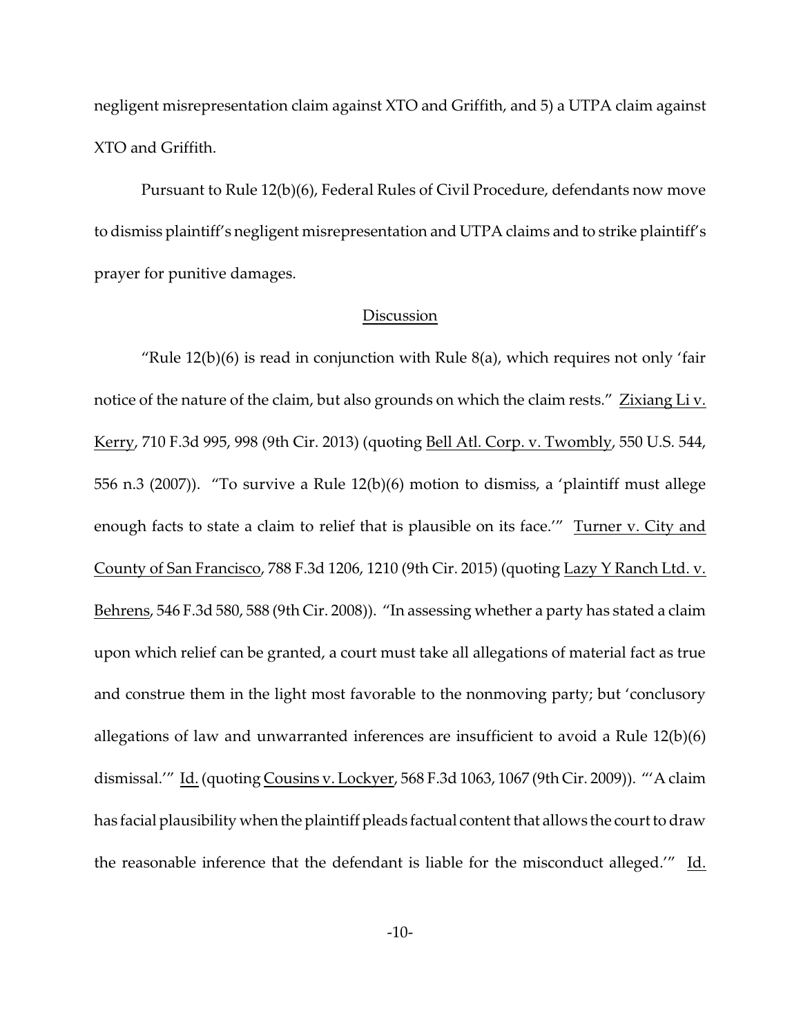negligent misrepresentation claim against XTO and Griffith, and 5) a UTPA claim against XTO and Griffith.

Pursuant to Rule 12(b)(6), Federal Rules of Civil Procedure, defendants now move to dismiss plaintiff's negligent misrepresentation and UTPA claims and to strike plaintiff's prayer for punitive damages.

## Discussion

"Rule 12(b)(6) is read in conjunction with Rule 8(a), which requires not only 'fair notice of the nature of the claim, but also grounds on which the claim rests." Zixiang Li v. Kerry, 710 F.3d 995, 998 (9th Cir. 2013) (quoting Bell Atl. Corp. v. Twombly, 550 U.S. 544, 556 n.3 (2007)). "To survive a Rule 12(b)(6) motion to dismiss, a 'plaintiff must allege enough facts to state a claim to relief that is plausible on its face.'" Turner v. City and County of San Francisco, 788 F.3d 1206, 1210 (9th Cir. 2015) (quoting Lazy Y Ranch Ltd. v. Behrens, 546 F.3d 580, 588 (9th Cir. 2008)). "In assessing whether a party has stated a claim upon which relief can be granted, a court must take all allegations of material fact as true and construe them in the light most favorable to the nonmoving party; but 'conclusory allegations of law and unwarranted inferences are insufficient to avoid a Rule 12(b)(6) dismissal.'" Id. (quoting Cousins v. Lockyer, 568 F.3d 1063, 1067 (9th Cir. 2009)). "'A claim has facial plausibility when the plaintiff pleads factual content that allows the court to draw the reasonable inference that the defendant is liable for the misconduct alleged.'" Id.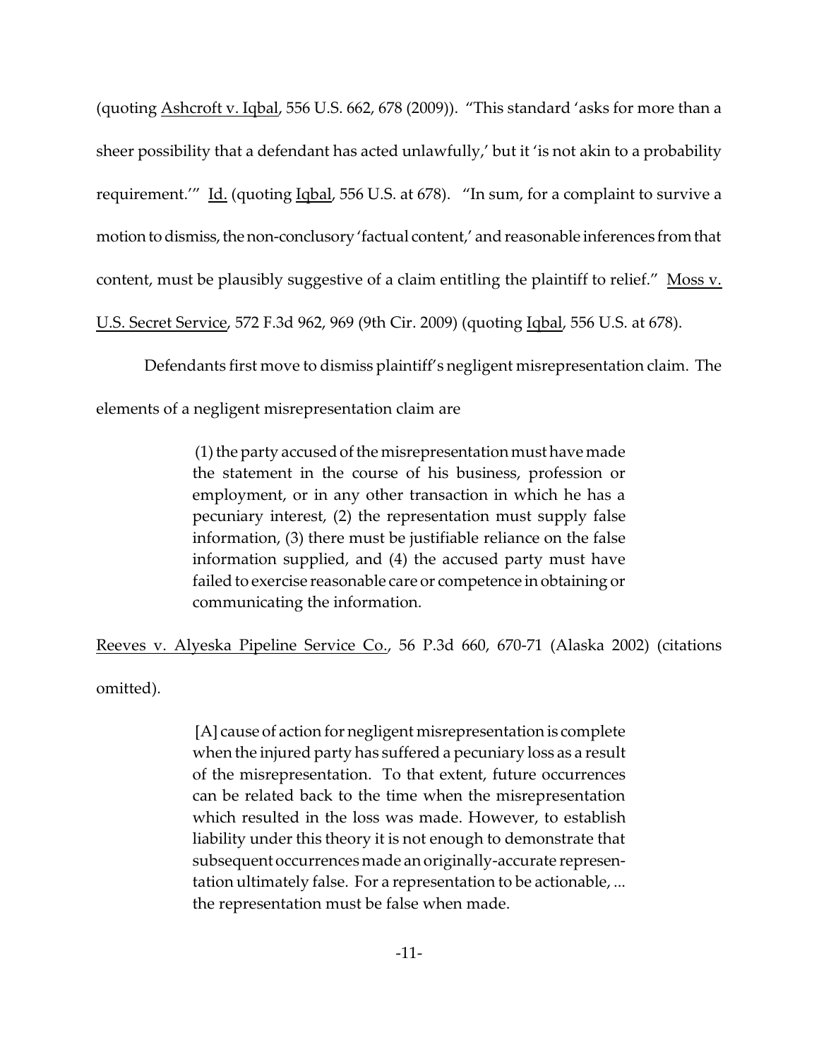(quoting Ashcroft v. Iqbal, 556 U.S. 662, 678 (2009)). "This standard 'asks for more than a sheer possibility that a defendant has acted unlawfully,' but it 'is not akin to a probability requirement.'" Id. (quoting Iqbal, 556 U.S. at 678). "In sum, for a complaint to survive a motion to dismiss, the non-conclusory 'factual content,' and reasonable inferences from that content, must be plausibly suggestive of a claim entitling the plaintiff to relief." Moss v. U.S. Secret Service, 572 F.3d 962, 969 (9th Cir. 2009) (quoting Iqbal, 556 U.S. at 678).

Defendants first move to dismiss plaintiff's negligent misrepresentation claim. The elements of a negligent misrepresentation claim are

> (1) the party accused of the misrepresentation must have made the statement in the course of his business, profession or employment, or in any other transaction in which he has a pecuniary interest, (2) the representation must supply false information, (3) there must be justifiable reliance on the false information supplied, and (4) the accused party must have failed to exercise reasonable care or competence in obtaining or communicating the information.

Reeves v. Alyeska Pipeline Service Co., 56 P.3d 660, 670-71 (Alaska 2002) (citations omitted).

> [A] cause of action for negligent misrepresentation is complete when the injured party has suffered a pecuniary loss as a result of the misrepresentation. To that extent, future occurrences can be related back to the time when the misrepresentation which resulted in the loss was made. However, to establish liability under this theory it is not enough to demonstrate that subsequent occurrences made an originally-accurate representation ultimately false. For a representation to be actionable, ... the representation must be false when made.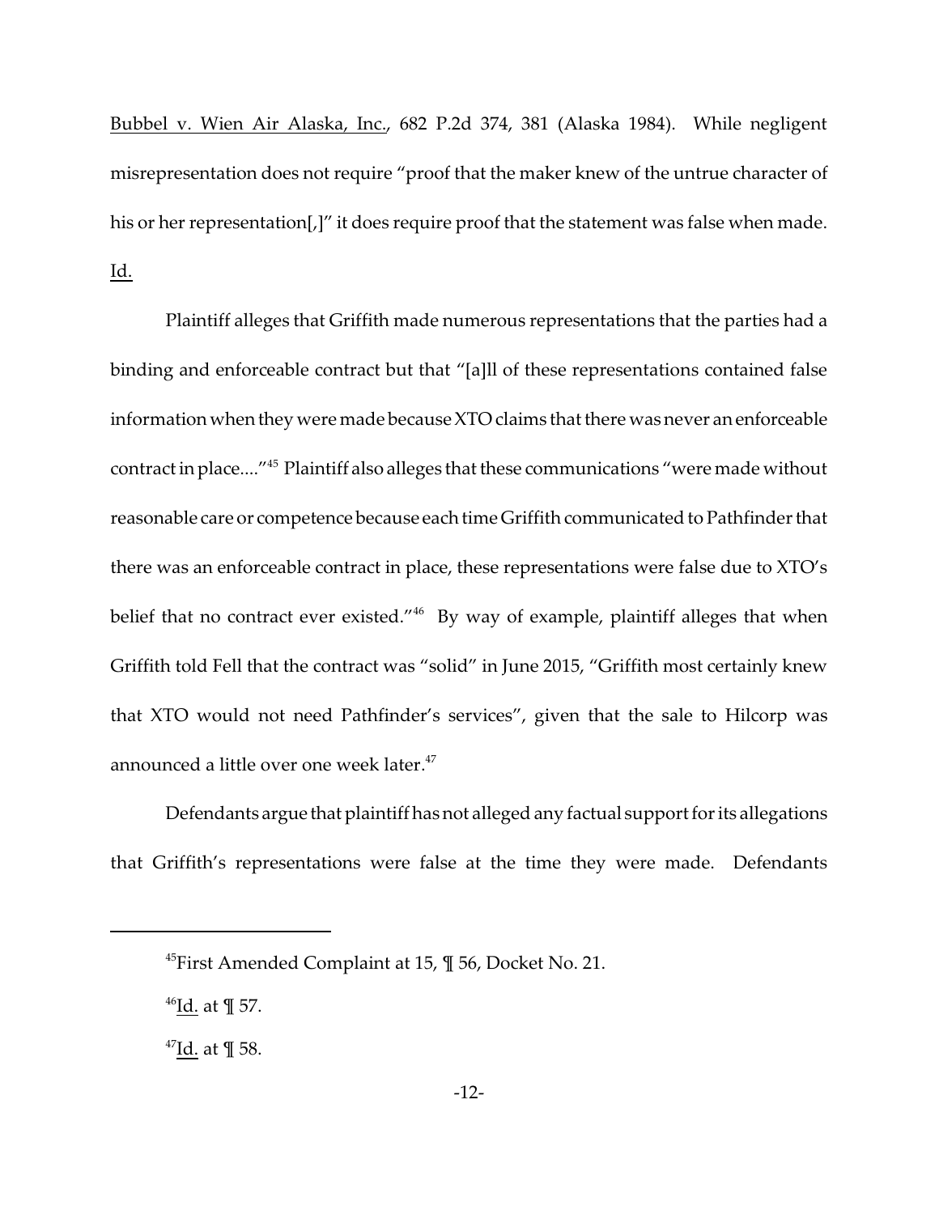Bubbel v. Wien Air Alaska, Inc., 682 P.2d 374, 381 (Alaska 1984). While negligent misrepresentation does not require "proof that the maker knew of the untrue character of his or her representation[,]" it does require proof that the statement was false when made. Id.

Plaintiff alleges that Griffith made numerous representations that the parties had a binding and enforceable contract but that "[a]ll of these representations contained false information when they were made because XTO claims that there was never an enforceable contract in place...."[45] Plaintiff also alleges that these communications "were made without reasonable care or competence because each time Griffith communicated to Pathfinder that there was an enforceable contract in place, these representations were false due to XTO's belief that no contract ever existed."[46] By way of example, plaintiff alleges that when Griffith told Fell that the contract was "solid" in June 2015, "Griffith most certainly knew that XTO would not need Pathfinder's services", given that the sale to Hilcorp was announced a little over one week later.[47]

Defendants argue that plaintiff has not alleged any factual support for its allegations that Griffith's representations were false at the time they were made. Defendants

---

[45] First Amended Complaint at 15, ¶ 56, Docket No. 21.

[46] Id. at ¶ 57.

[47] Id. at ¶ 58.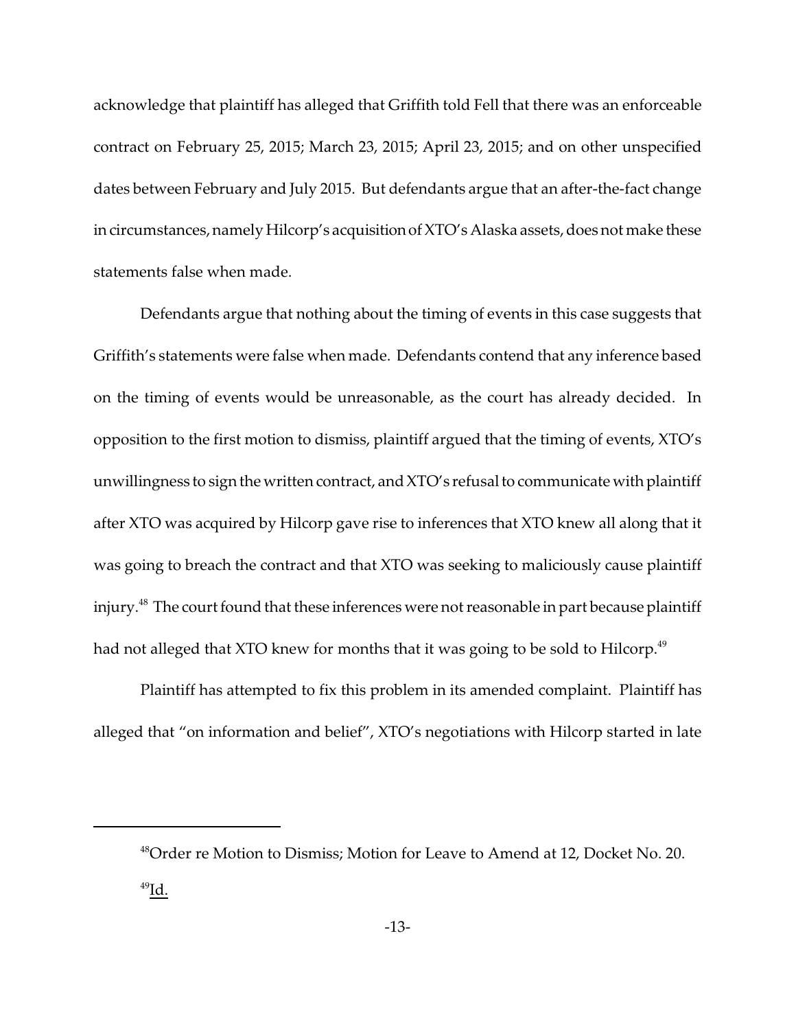acknowledge that plaintiff has alleged that Griffith told Fell that there was an enforceable contract on February 25, 2015; March 23, 2015; April 23, 2015; and on other unspecified dates between February and July 2015. But defendants argue that an after-the-fact change in circumstances, namely Hilcorp's acquisition of XTO's Alaska assets, does not make these statements false when made.

Defendants argue that nothing about the timing of events in this case suggests that Griffith's statements were false when made. Defendants contend that any inference based on the timing of events would be unreasonable, as the court has already decided. In opposition to the first motion to dismiss, plaintiff argued that the timing of events, XTO's unwillingness to sign the written contract, and XTO's refusal to communicate with plaintiff after XTO was acquired by Hilcorp gave rise to inferences that XTO knew all along that it was going to breach the contract and that XTO was seeking to maliciously cause plaintiff injury.[48] The court found that these inferences were not reasonable in part because plaintiff had not alleged that XTO knew for months that it was going to be sold to Hilcorp.[49]

Plaintiff has attempted to fix this problem in its amended complaint. Plaintiff has alleged that "on information and belief", XTO's negotiations with Hilcorp started in late

---

[48] Order re Motion to Dismiss; Motion for Leave to Amend at 12, Docket No. 20.

[49] Id.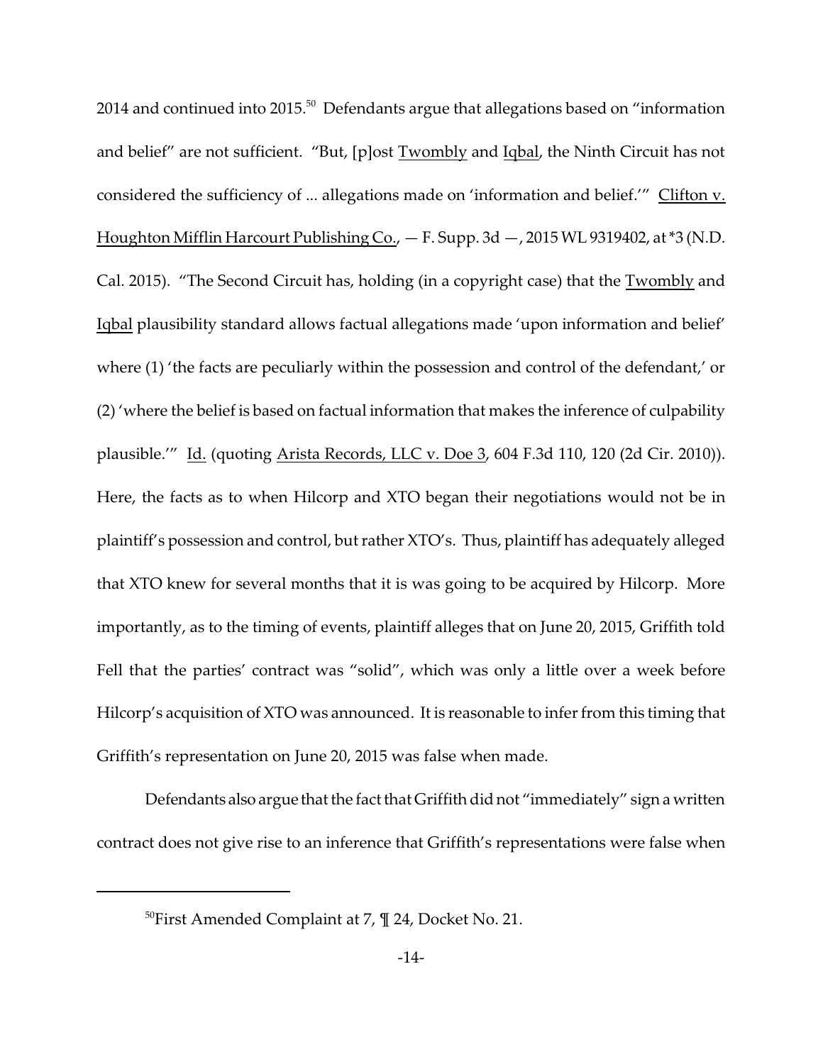2014 and continued into 2015.[50] Defendants argue that allegations based on "information and belief" are not sufficient. "But, [p]ost Twombly and Iqbal, the Ninth Circuit has not considered the sufficiency of ... allegations made on 'information and belief.'" Clifton v. Houghton Mifflin Harcourt Publishing Co., — F. Supp. 3d —, 2015 WL 9319402, at *3 (N.D. Cal. 2015). "The Second Circuit has, holding (in a copyright case) that the Twombly and Iqbal plausibility standard allows factual allegations made 'upon information and belief' where (1) 'the facts are peculiarly within the possession and control of the defendant,' or (2) 'where the belief is based on factual information that makes the inference of culpability plausible.'" Id. (quoting Arista Records, LLC v. Doe 3, 604 F.3d 110, 120 (2d Cir. 2010)). Here, the facts as to when Hilcorp and XTO began their negotiations would not be in plaintiff's possession and control, but rather XTO's. Thus, plaintiff has adequately alleged that XTO knew for several months that it is was going to be acquired by Hilcorp. More importantly, as to the timing of events, plaintiff alleges that on June 20, 2015, Griffith told Fell that the parties' contract was "solid", which was only a little over a week before Hilcorp's acquisition of XTO was announced. It is reasonable to infer from this timing that Griffith's representation on June 20, 2015 was false when made.

Defendants also argue that the fact that Griffith did not "immediately" sign a written contract does not give rise to an inference that Griffith's representations were false when

---

[50] First Amended Complaint at 7, ¶ 24, Docket No. 21.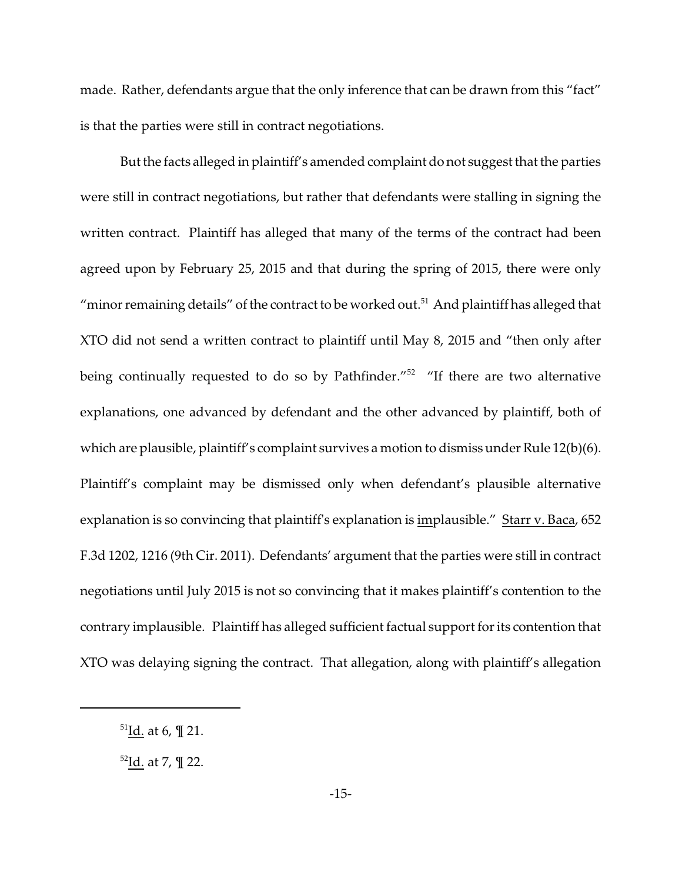made. Rather, defendants argue that the only inference that can be drawn from this "fact" is that the parties were still in contract negotiations.

But the facts alleged in plaintiff's amended complaint do not suggest that the parties were still in contract negotiations, but rather that defendants were stalling in signing the written contract. Plaintiff has alleged that many of the terms of the contract had been agreed upon by February 25, 2015 and that during the spring of 2015, there were only "minor remaining details" of the contract to be worked out.[51] And plaintiff has alleged that XTO did not send a written contract to plaintiff until May 8, 2015 and "then only after being continually requested to do so by Pathfinder."[52] "If there are two alternative explanations, one advanced by defendant and the other advanced by plaintiff, both of which are plausible, plaintiff's complaint survives a motion to dismiss under Rule 12(b)(6). Plaintiff's complaint may be dismissed only when defendant's plausible alternative explanation is so convincing that plaintiff's explanation is <u>im</u>plausible." <u>Starr v. Baca</u>, 652 F.3d 1202, 1216 (9th Cir. 2011). Defendants' argument that the parties were still in contract negotiations until July 2015 is not so convincing that it makes plaintiff's contention to the contrary implausible. Plaintiff has alleged sufficient factual support for its contention that XTO was delaying signing the contract. That allegation, along with plaintiff's allegation

---

[51] <u>Id.</u> at 6, ¶ 21.

[52] <u>Id.</u> at 7, ¶ 22.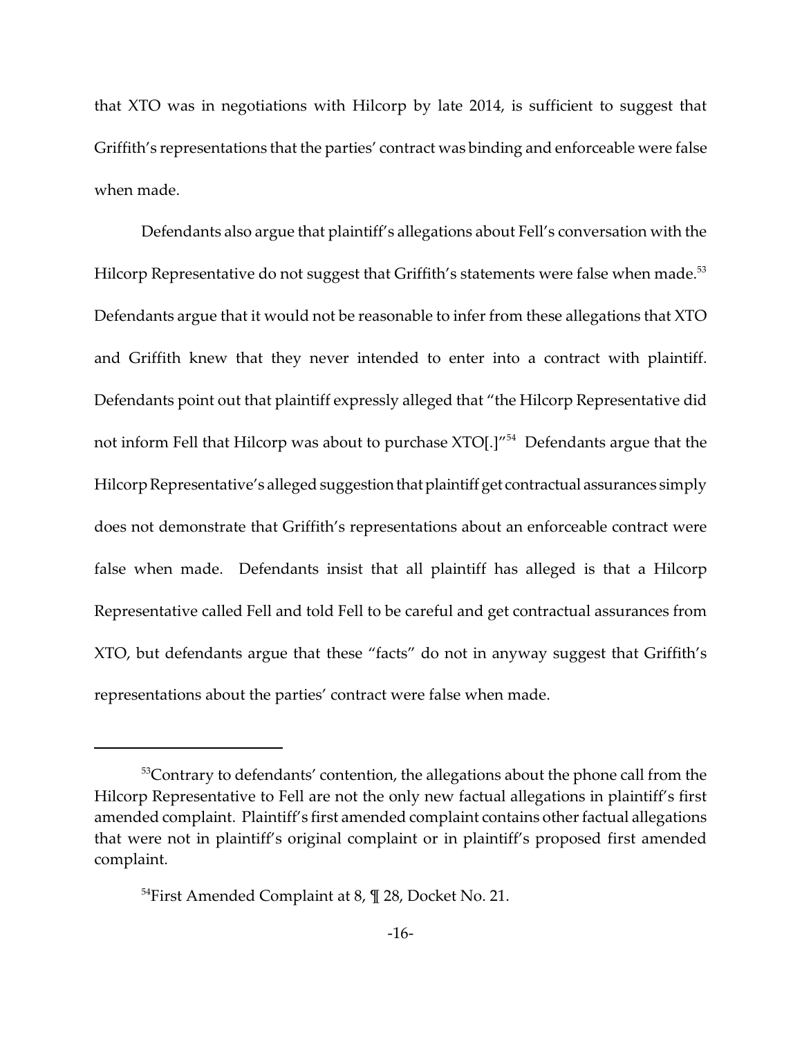that XTO was in negotiations with Hilcorp by late 2014, is sufficient to suggest that Griffith's representations that the parties' contract was binding and enforceable were false when made.

Defendants also argue that plaintiff's allegations about Fell's conversation with the Hilcorp Representative do not suggest that Griffith's statements were false when made.[53] Defendants argue that it would not be reasonable to infer from these allegations that XTO and Griffith knew that they never intended to enter into a contract with plaintiff. Defendants point out that plaintiff expressly alleged that "the Hilcorp Representative did not inform Fell that Hilcorp was about to purchase XTO[.]"[54] Defendants argue that the Hilcorp Representative's alleged suggestion that plaintiff get contractual assurances simply does not demonstrate that Griffith's representations about an enforceable contract were false when made. Defendants insist that all plaintiff has alleged is that a Hilcorp Representative called Fell and told Fell to be careful and get contractual assurances from XTO, but defendants argue that these "facts" do not in anyway suggest that Griffith's representations about the parties' contract were false when made.

---

[53]Contrary to defendants' contention, the allegations about the phone call from the Hilcorp Representative to Fell are not the only new factual allegations in plaintiff's first amended complaint. Plaintiff's first amended complaint contains other factual allegations that were not in plaintiff's original complaint or in plaintiff's proposed first amended complaint.

[54]First Amended Complaint at 8, ¶ 28, Docket No. 21.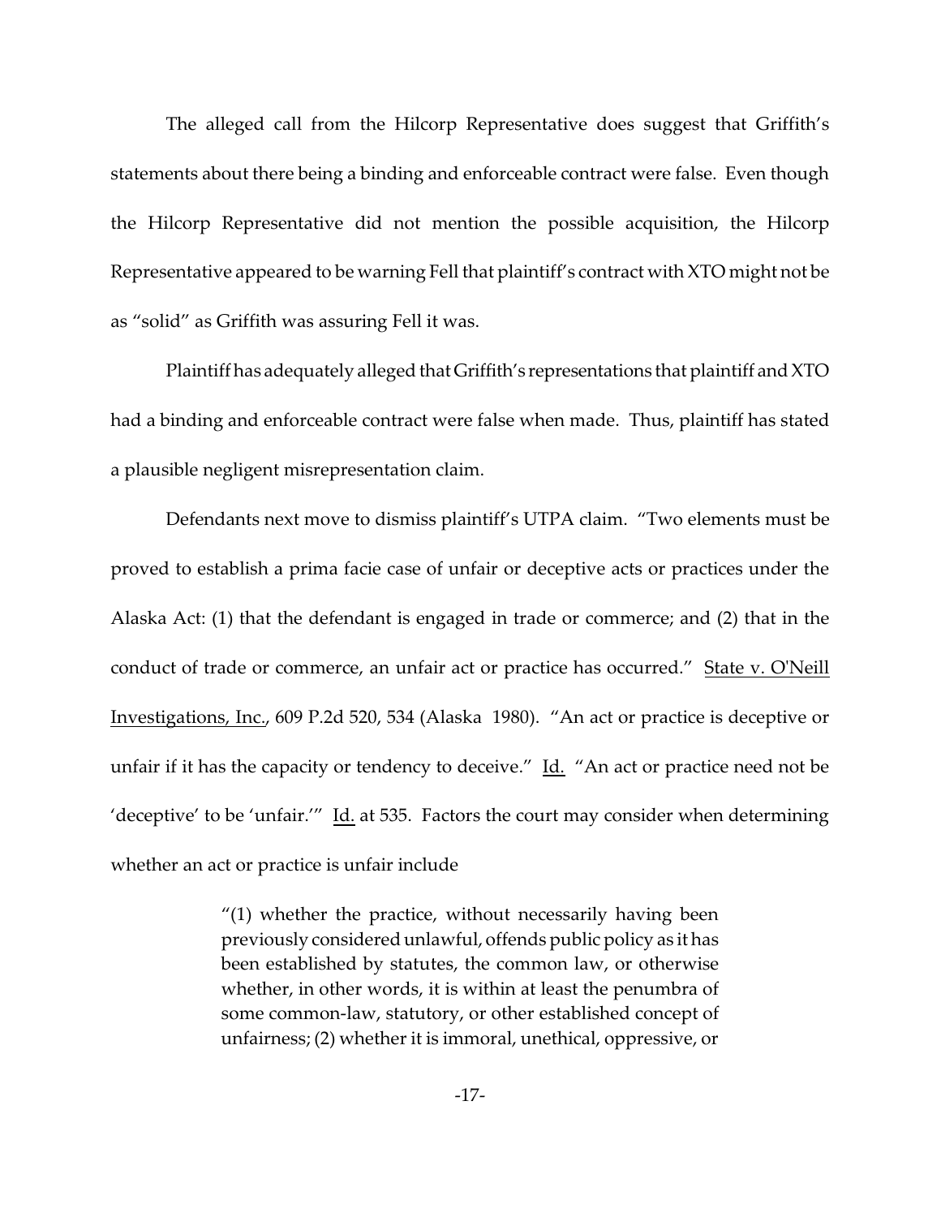The alleged call from the Hilcorp Representative does suggest that Griffith's statements about there being a binding and enforceable contract were false. Even though the Hilcorp Representative did not mention the possible acquisition, the Hilcorp Representative appeared to be warning Fell that plaintiff's contract with XTO might not be as "solid" as Griffith was assuring Fell it was.

Plaintiff has adequately alleged that Griffith's representations that plaintiff and XTO had a binding and enforceable contract were false when made. Thus, plaintiff has stated a plausible negligent misrepresentation claim.

Defendants next move to dismiss plaintiff's UTPA claim. "Two elements must be proved to establish a prima facie case of unfair or deceptive acts or practices under the Alaska Act: (1) that the defendant is engaged in trade or commerce; and (2) that in the conduct of trade or commerce, an unfair act or practice has occurred." State v. O'Neill Investigations, Inc., 609 P.2d 520, 534 (Alaska 1980). "An act or practice is deceptive or unfair if it has the capacity or tendency to deceive." Id. "An act or practice need not be 'deceptive' to be 'unfair.'" Id. at 535. Factors the court may consider when determining whether an act or practice is unfair include

> "(1) whether the practice, without necessarily having been previously considered unlawful, offends public policy as it has been established by statutes, the common law, or otherwise whether, in other words, it is within at least the penumbra of some common-law, statutory, or other established concept of unfairness; (2) whether it is immoral, unethical, oppressive, or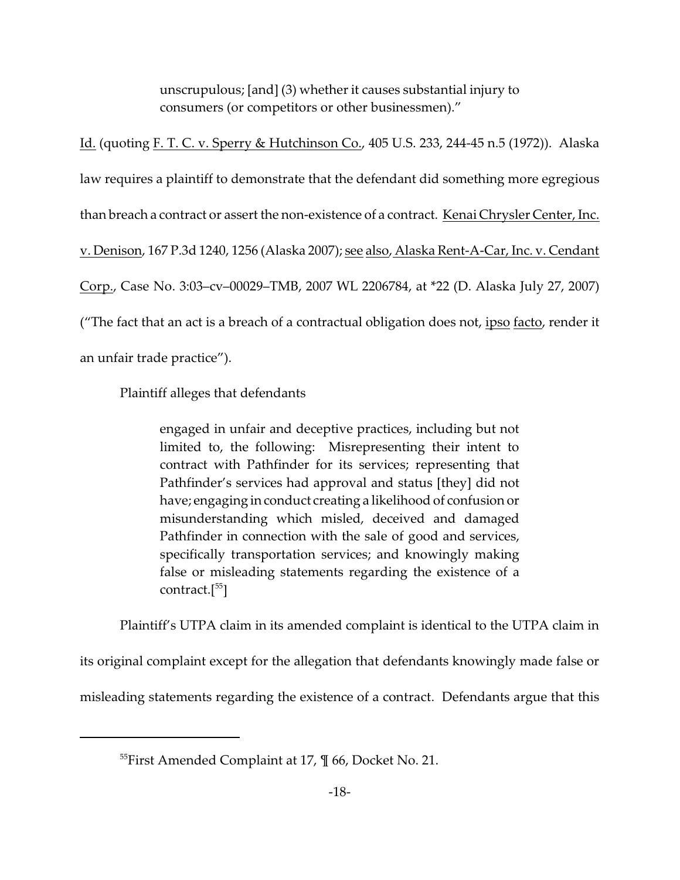> unscrupulous; [and] (3) whether it causes substantial injury to consumers (or competitors or other businessmen)."

Id. (quoting F. T. C. v. Sperry & Hutchinson Co., 405 U.S. 233, 244-45 n.5 (1972)). Alaska law requires a plaintiff to demonstrate that the defendant did something more egregious than breach a contract or assert the non-existence of a contract. Kenai Chrysler Center, Inc. v. Denison, 167 P.3d 1240, 1256 (Alaska 2007); see also, Alaska Rent-A-Car, Inc. v. Cendant Corp., Case No. 3:03–cv–00029–TMB, 2007 WL 2206784, at *22 (D. Alaska July 27, 2007) ("The fact that an act is a breach of a contractual obligation does not, ipso facto, render it an unfair trade practice").

Plaintiff alleges that defendants

> engaged in unfair and deceptive practices, including but not limited to, the following: Misrepresenting their intent to contract with Pathfinder for its services; representing that Pathfinder's services had approval and status [they] did not have; engaging in conduct creating a likelihood of confusion or misunderstanding which misled, deceived and damaged Pathfinder in connection with the sale of good and services, specifically transportation services; and knowingly making false or misleading statements regarding the existence of a contract.[55]

Plaintiff's UTPA claim in its amended complaint is identical to the UTPA claim in its original complaint except for the allegation that defendants knowingly made false or misleading statements regarding the existence of a contract. Defendants argue that this

---

[55] First Amended Complaint at 17, ¶ 66, Docket No. 21.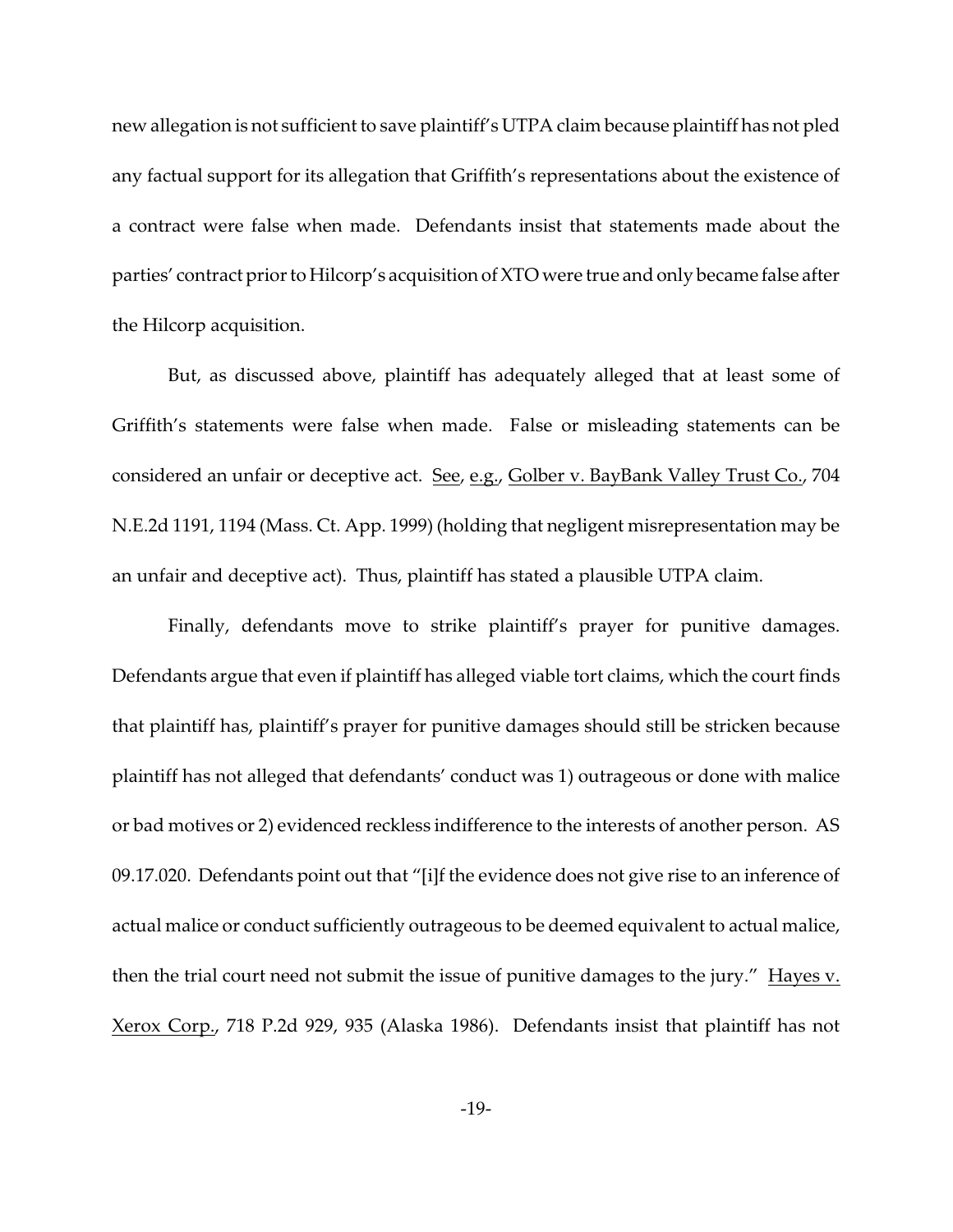new allegation is not sufficient to save plaintiff's UTPA claim because plaintiff has not pled any factual support for its allegation that Griffith's representations about the existence of a contract were false when made. Defendants insist that statements made about the parties' contract prior to Hilcorp's acquisition of XTO were true and only became false after the Hilcorp acquisition.

But, as discussed above, plaintiff has adequately alleged that at least some of Griffith's statements were false when made. False or misleading statements can be considered an unfair or deceptive act. See, e.g., Golber v. BayBank Valley Trust Co., 704 N.E.2d 1191, 1194 (Mass. Ct. App. 1999) (holding that negligent misrepresentation may be an unfair and deceptive act). Thus, plaintiff has stated a plausible UTPA claim.

Finally, defendants move to strike plaintiff's prayer for punitive damages. Defendants argue that even if plaintiff has alleged viable tort claims, which the court finds that plaintiff has, plaintiff's prayer for punitive damages should still be stricken because plaintiff has not alleged that defendants' conduct was 1) outrageous or done with malice or bad motives or 2) evidenced reckless indifference to the interests of another person. AS 09.17.020. Defendants point out that "[i]f the evidence does not give rise to an inference of actual malice or conduct sufficiently outrageous to be deemed equivalent to actual malice, then the trial court need not submit the issue of punitive damages to the jury." Hayes v. Xerox Corp., 718 P.2d 929, 935 (Alaska 1986). Defendants insist that plaintiff has not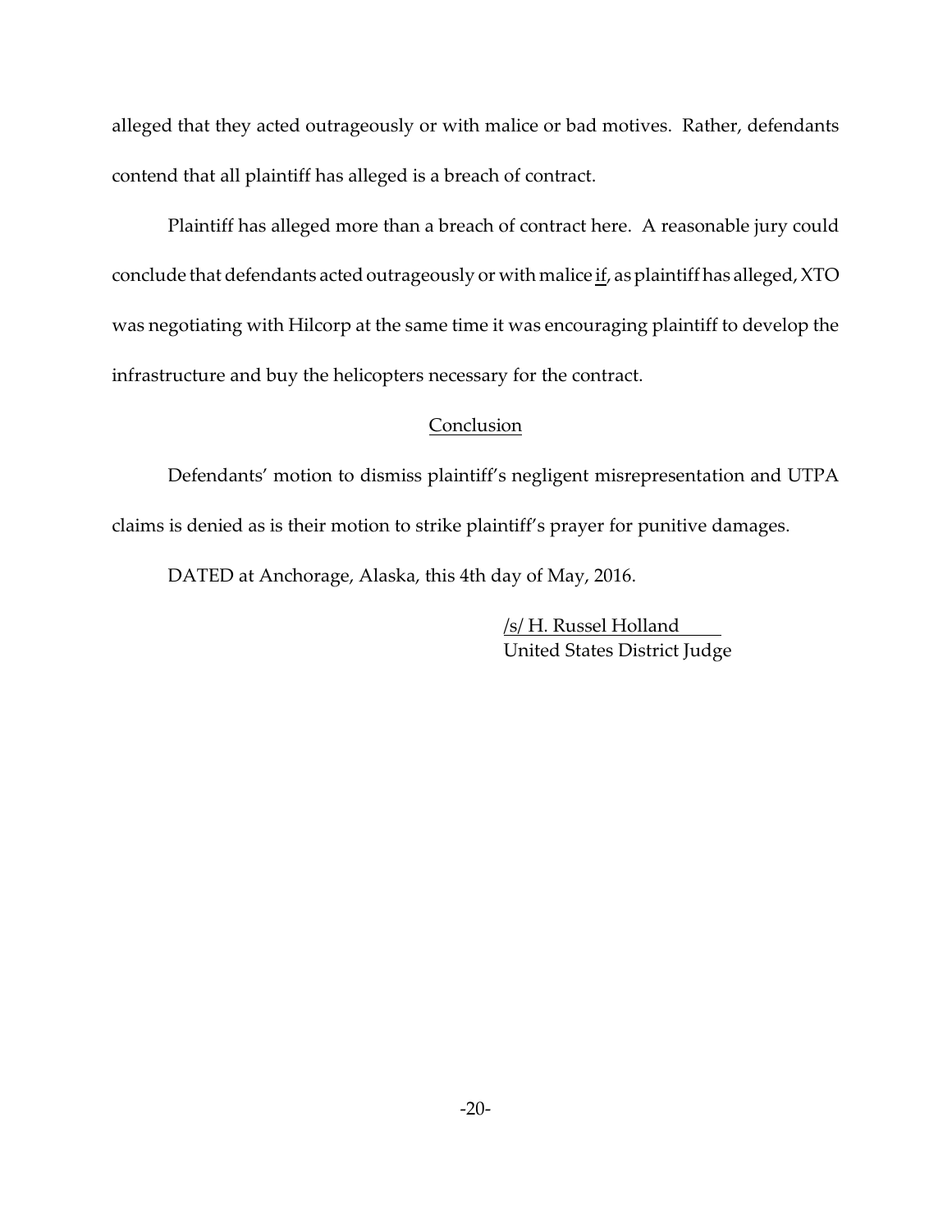alleged that they acted outrageously or with malice or bad motives. Rather, defendants contend that all plaintiff has alleged is a breach of contract.

Plaintiff has alleged more than a breach of contract here. A reasonable jury could conclude that defendants acted outrageously or with malice if, as plaintiff has alleged, XTO was negotiating with Hilcorp at the same time it was encouraging plaintiff to develop the infrastructure and buy the helicopters necessary for the contract.

## Conclusion

Defendants' motion to dismiss plaintiff's negligent misrepresentation and UTPA claims is denied as is their motion to strike plaintiff's prayer for punitive damages.

DATED at Anchorage, Alaska, this 4th day of May, 2016.

/s/ H. Russel Holland
United States District Judge